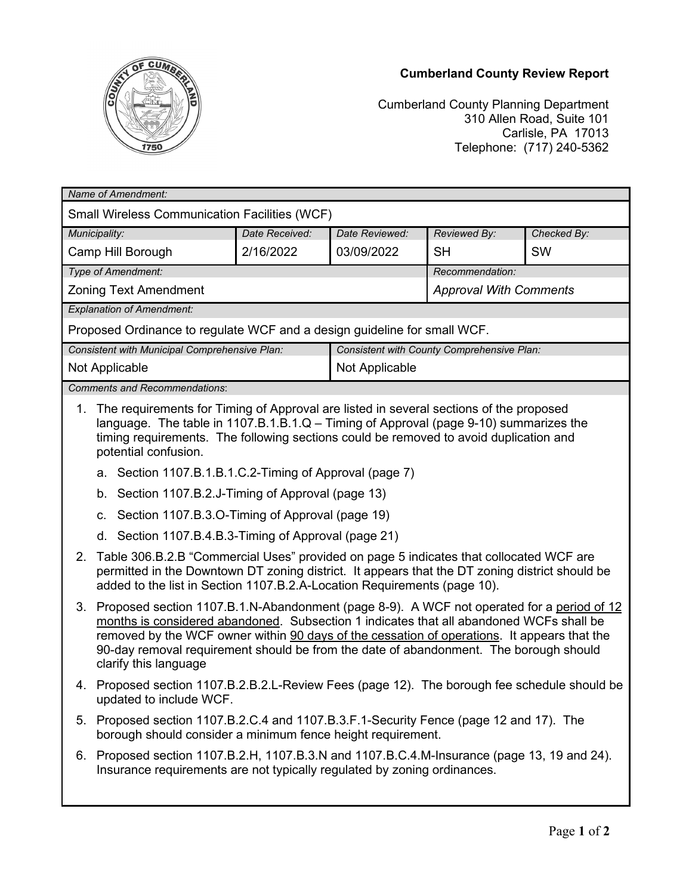**Cumberland County Review Report**

Cumberland County Planning Department
310 Allen Road, Suite 101
Carlisle, PA 17013
Telephone: (717) 240-5362

| *Name of Amendment:* | | | | |
|---|---|---|---|---|
| Small Wireless Communication Facilities (WCF) | | | | |
| *Municipality:* | *Date Received:* | *Date Reviewed:* | *Reviewed By:* | *Checked By:* |
| Camp Hill Borough | 2/16/2022 | 03/09/2022 | SH | SW |
| *Type of Amendment:* | | | *Recommendation:* | |
| Zoning Text Amendment | | | *Approval With Comments* | |
| *Explanation of Amendment:* | | | | |
| Proposed Ordinance to regulate WCF and a design guideline for small WCF. | | | | |
| *Consistent with Municipal Comprehensive Plan:* | | *Consistent with County Comprehensive Plan:* | | |
| Not Applicable | | Not Applicable | | |

*Comments and Recommendations*:

1. The requirements for Timing of Approval are listed in several sections of the proposed language. The table in 1107.B.1.B.1.Q – Timing of Approval (page 9-10) summarizes the timing requirements. The following sections could be removed to avoid duplication and potential confusion.
   a. Section 1107.B.1.B.1.C.2-Timing of Approval (page 7)
   b. Section 1107.B.2.J-Timing of Approval (page 13)
   c. Section 1107.B.3.O-Timing of Approval (page 19)
   d. Section 1107.B.4.B.3-Timing of Approval (page 21)
2. Table 306.B.2.B "Commercial Uses" provided on page 5 indicates that collocated WCF are permitted in the Downtown DT zoning district. It appears that the DT zoning district should be added to the list in Section 1107.B.2.A-Location Requirements (page 10).
3. Proposed section 1107.B.1.N-Abandonment (page 8-9). A WCF not operated for a <u>period of 12 months is considered abandoned</u>. Subsection 1 indicates that all abandoned WCFs shall be removed by the WCF owner within <u>90 days of the cessation of operations</u>. It appears that the 90-day removal requirement should be from the date of abandonment. The borough should clarify this language
4. Proposed section 1107.B.2.B.2.L-Review Fees (page 12). The borough fee schedule should be updated to include WCF.
5. Proposed section 1107.B.2.C.4 and 1107.B.3.F.1-Security Fence (page 12 and 17). The borough should consider a minimum fence height requirement.
6. Proposed section 1107.B.2.H, 1107.B.3.N and 1107.B.C.4.M-Insurance (page 13, 19 and 24). Insurance requirements are not typically regulated by zoning ordinances.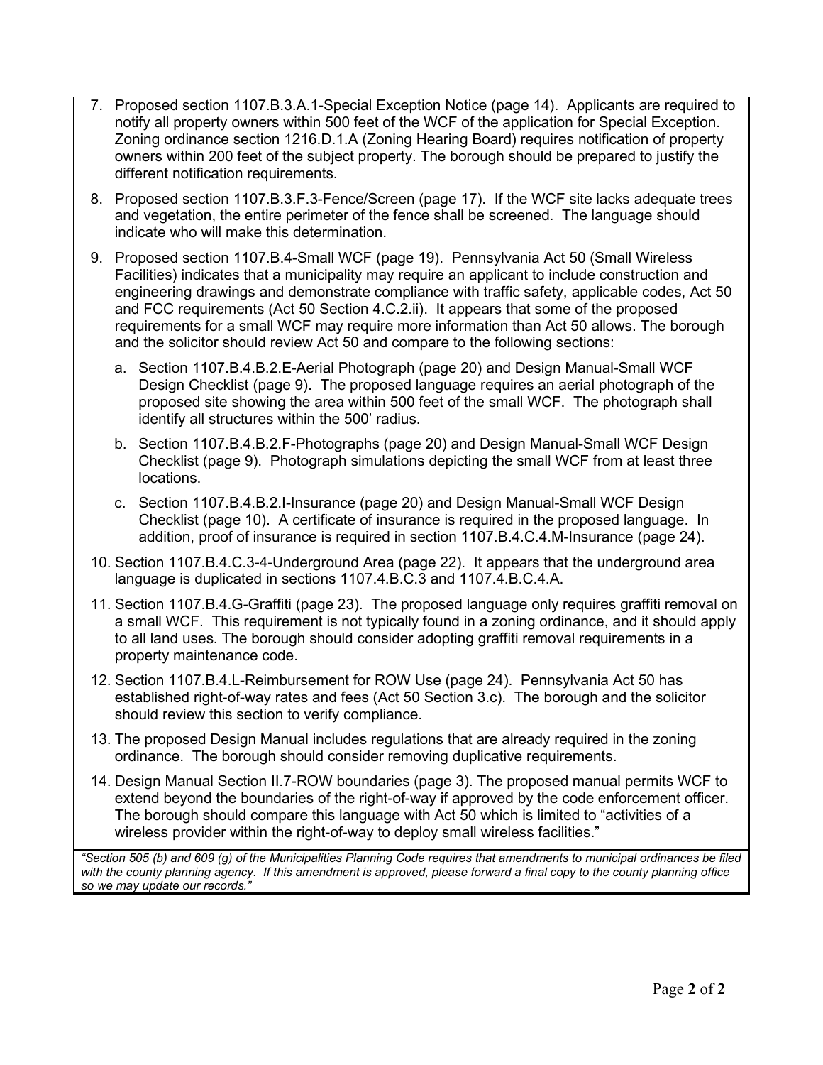7. Proposed section 1107.B.3.A.1-Special Exception Notice (page 14). Applicants are required to notify all property owners within 500 feet of the WCF of the application for Special Exception. Zoning ordinance section 1216.D.1.A (Zoning Hearing Board) requires notification of property owners within 200 feet of the subject property. The borough should be prepared to justify the different notification requirements.

8. Proposed section 1107.B.3.F.3-Fence/Screen (page 17). If the WCF site lacks adequate trees and vegetation, the entire perimeter of the fence shall be screened. The language should indicate who will make this determination.

9. Proposed section 1107.B.4-Small WCF (page 19). Pennsylvania Act 50 (Small Wireless Facilities) indicates that a municipality may require an applicant to include construction and engineering drawings and demonstrate compliance with traffic safety, applicable codes, Act 50 and FCC requirements (Act 50 Section 4.C.2.ii). It appears that some of the proposed requirements for a small WCF may require more information than Act 50 allows. The borough and the solicitor should review Act 50 and compare to the following sections:

   a. Section 1107.B.4.B.2.E-Aerial Photograph (page 20) and Design Manual-Small WCF Design Checklist (page 9). The proposed language requires an aerial photograph of the proposed site showing the area within 500 feet of the small WCF. The photograph shall identify all structures within the 500' radius.

   b. Section 1107.B.4.B.2.F-Photographs (page 20) and Design Manual-Small WCF Design Checklist (page 9). Photograph simulations depicting the small WCF from at least three locations.

   c. Section 1107.B.4.B.2.I-Insurance (page 20) and Design Manual-Small WCF Design Checklist (page 10). A certificate of insurance is required in the proposed language. In addition, proof of insurance is required in section 1107.B.4.C.4.M-Insurance (page 24).

10. Section 1107.B.4.C.3-4-Underground Area (page 22). It appears that the underground area language is duplicated in sections 1107.4.B.C.3 and 1107.4.B.C.4.A.

11. Section 1107.B.4.G-Graffiti (page 23). The proposed language only requires graffiti removal on a small WCF. This requirement is not typically found in a zoning ordinance, and it should apply to all land uses. The borough should consider adopting graffiti removal requirements in a property maintenance code.

12. Section 1107.B.4.L-Reimbursement for ROW Use (page 24). Pennsylvania Act 50 has established right-of-way rates and fees (Act 50 Section 3.c). The borough and the solicitor should review this section to verify compliance.

13. The proposed Design Manual includes regulations that are already required in the zoning ordinance. The borough should consider removing duplicative requirements.

14. Design Manual Section II.7-ROW boundaries (page 3). The proposed manual permits WCF to extend beyond the boundaries of the right-of-way if approved by the code enforcement officer. The borough should compare this language with Act 50 which is limited to "activities of a wireless provider within the right-of-way to deploy small wireless facilities."

*"Section 505 (b) and 609 (g) of the Municipalities Planning Code requires that amendments to municipal ordinances be filed with the county planning agency. If this amendment is approved, please forward a final copy to the county planning office so we may update our records."*